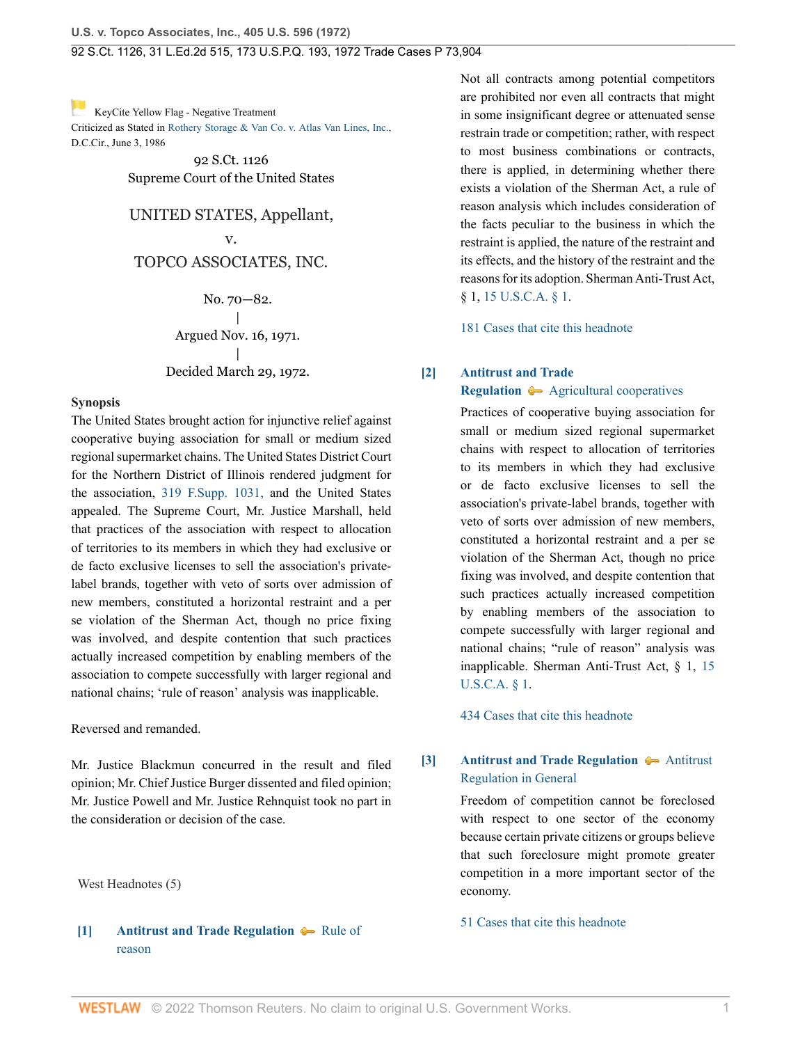KeyCite Yellow Flag - Negative Treatment
Criticized as Stated in Rothery Storage & Van Co. v. Atlas Van Lines, Inc., D.C.Cir., June 3, 1986

92 S.Ct. 1126
Supreme Court of the United States

# UNITED STATES, Appellant,
# v.
# TOPCO ASSOCIATES, INC.

No. 70—82.
|
Argued Nov. 16, 1971.
|
Decided March 29, 1972.

## Synopsis

The United States brought action for injunctive relief against cooperative buying association for small or medium sized regional supermarket chains. The United States District Court for the Northern District of Illinois rendered judgment for the association, 319 F.Supp. 1031, and the United States appealed. The Supreme Court, Mr. Justice Marshall, held that practices of the association with respect to allocation of territories to its members in which they had exclusive or de facto exclusive licenses to sell the association's private-label brands, together with veto of sorts over admission of new members, constituted a horizontal restraint and a per se violation of the Sherman Act, though no price fixing was involved, and despite contention that such practices actually increased competition by enabling members of the association to compete successfully with larger regional and national chains; 'rule of reason' analysis was inapplicable.

Reversed and remanded.

Mr. Justice Blackmun concurred in the result and filed opinion; Mr. Chief Justice Burger dissented and filed opinion; Mr. Justice Powell and Mr. Justice Rehnquist took no part in the consideration or decision of the case.

West Headnotes (5)

**[1]** **Antitrust and Trade Regulation** Rule of reason

Not all contracts among potential competitors are prohibited nor even all contracts that might in some insignificant degree or attenuated sense restrain trade or competition; rather, with respect to most business combinations or contracts, there is applied, in determining whether there exists a violation of the Sherman Act, a rule of reason analysis which includes consideration of the facts peculiar to the business in which the restraint is applied, the nature of the restraint and its effects, and the history of the restraint and the reasons for its adoption. Sherman Anti-Trust Act, § 1, 15 U.S.C.A. § 1.

181 Cases that cite this headnote

**[2]** **Antitrust and Trade Regulation** Agricultural cooperatives

Practices of cooperative buying association for small or medium sized regional supermarket chains with respect to allocation of territories to its members in which they had exclusive or de facto exclusive licenses to sell the association's private-label brands, together with veto of sorts over admission of new members, constituted a horizontal restraint and a per se violation of the Sherman Act, though no price fixing was involved, and despite contention that such practices actually increased competition by enabling members of the association to compete successfully with larger regional and national chains; "rule of reason" analysis was inapplicable. Sherman Anti-Trust Act, § 1, 15 U.S.C.A. § 1.

434 Cases that cite this headnote

**[3]** **Antitrust and Trade Regulation** Antitrust Regulation in General

Freedom of competition cannot be foreclosed with respect to one sector of the economy because certain private citizens or groups believe that such foreclosure might promote greater competition in a more important sector of the economy.

51 Cases that cite this headnote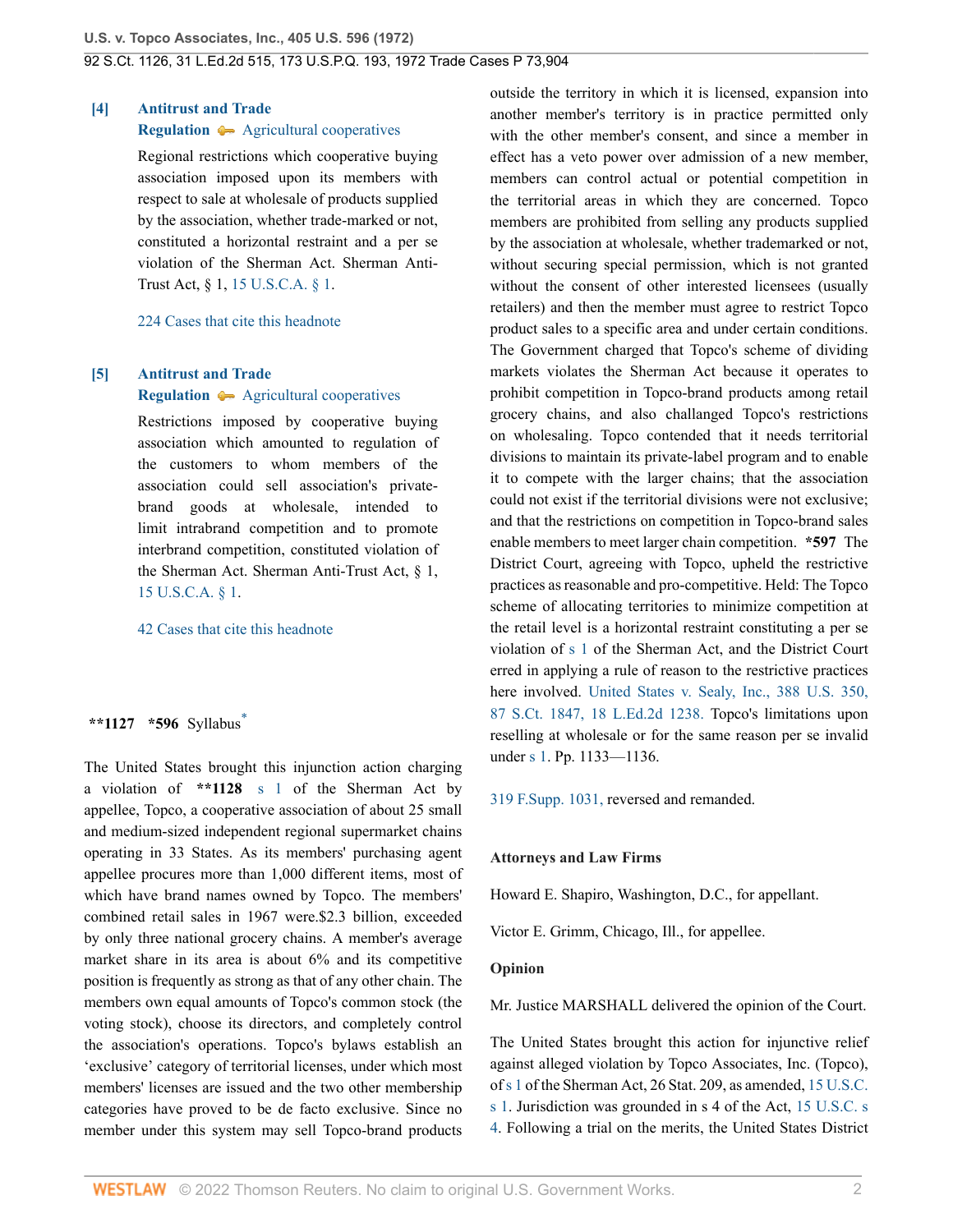**[4] Antitrust and Trade Regulation** — Agricultural cooperatives

Regional restrictions which cooperative buying association imposed upon its members with respect to sale at wholesale of products supplied by the association, whether trade-marked or not, constituted a horizontal restraint and a per se violation of the Sherman Act. Sherman Anti-Trust Act, § 1, 15 U.S.C.A. § 1.

224 Cases that cite this headnote

**[5] Antitrust and Trade Regulation** — Agricultural cooperatives

Restrictions imposed by cooperative buying association which amounted to regulation of the customers to whom members of the association could sell association's private-brand goods at wholesale, intended to limit intrabrand competition and to promote interbrand competition, constituted violation of the Sherman Act. Sherman Anti-Trust Act, § 1, 15 U.S.C.A. § 1.

42 Cases that cite this headnote

**\*\*1127 \*596** Syllabus[*]

The United States brought this injunction action charging a violation of **\*\*1128** s 1 of the Sherman Act by appellee, Topco, a cooperative association of about 25 small and medium-sized independent regional supermarket chains operating in 33 States. As its members' purchasing agent appellee procures more than 1,000 different items, most of which have brand names owned by Topco. The members' combined retail sales in 1967 were.$2.3 billion, exceeded by only three national grocery chains. A member's average market share in its area is about 6% and its competitive position is frequently as strong as that of any other chain. The members own equal amounts of Topco's common stock (the voting stock), choose its directors, and completely control the association's operations. Topco's bylaws establish an 'exclusive' category of territorial licenses, under which most members' licenses are issued and the two other membership categories have proved to be de facto exclusive. Since no member under this system may sell Topco-brand products outside the territory in which it is licensed, expansion into another member's territory is in practice permitted only with the other member's consent, and since a member in effect has a veto power over admission of a new member, members can control actual or potential competition in the territorial areas in which they are concerned. Topco members are prohibited from selling any products supplied by the association at wholesale, whether trademarked or not, without securing special permission, which is not granted without the consent of other interested licensees (usually retailers) and then the member must agree to restrict Topco product sales to a specific area and under certain conditions. The Government charged that Topco's scheme of dividing markets violates the Sherman Act because it operates to prohibit competition in Topco-brand products among retail grocery chains, and also challaged Topco's restrictions on wholesaling. Topco contended that it needs territorial divisions to maintain its private-label program and to enable it to compete with the larger chains; that the association could not exist if the territorial divisions were not exclusive; and that the restrictions on competition in Topco-brand sales enable members to meet larger chain competition. **\*597** The District Court, agreeing with Topco, upheld the restrictive practices as reasonable and pro-competitive. Held: The Topco scheme of allocating territories to minimize competition at the retail level is a horizontal restraint constituting a per se violation of s 1 of the Sherman Act, and the District Court erred in applying a rule of reason to the restrictive practices here involved. United States v. Sealy, Inc., 388 U.S. 350, 87 S.Ct. 1847, 18 L.Ed.2d 1238. Topco's limitations upon reselling at wholesale or for the same reason per se invalid under s 1. Pp. 1133—1136.

319 F.Supp. 1031, reversed and remanded.

**Attorneys and Law Firms**

Howard E. Shapiro, Washington, D.C., for appellant.

Victor E. Grimm, Chicago, Ill., for appellee.

**Opinion**

Mr. Justice MARSHALL delivered the opinion of the Court.

The United States brought this action for injunctive relief against alleged violation by Topco Associates, Inc. (Topco), of s 1 of the Sherman Act, 26 Stat. 209, as amended, 15 U.S.C. s 1. Jurisdiction was grounded in s 4 of the Act, 15 U.S.C. s 4. Following a trial on the merits, the United States District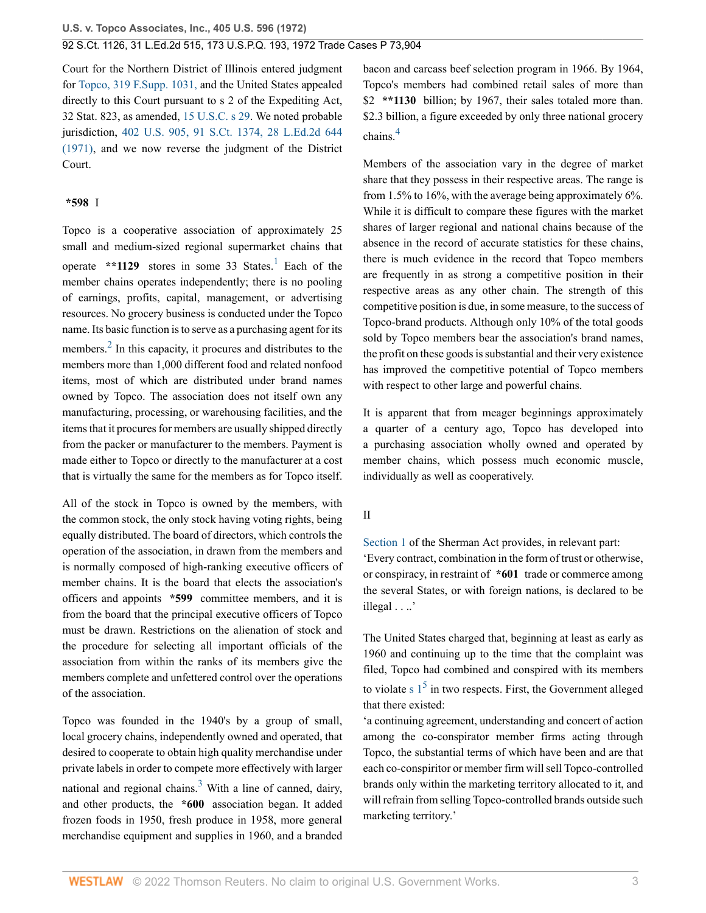Court for the Northern District of Illinois entered judgment for Topco, 319 F.Supp. 1031, and the United States appealed directly to this Court pursuant to s 2 of the Expediting Act, 32 Stat. 823, as amended, 15 U.S.C. s 29. We noted probable jurisdiction, 402 U.S. 905, 91 S.Ct. 1374, 28 L.Ed.2d 644 (1971), and we now reverse the judgment of the District Court.

**\*598** I

Topco is a cooperative association of approximately 25 small and medium-sized regional supermarket chains that operate **\*\*1129** stores in some 33 States.[1] Each of the member chains operates independently; there is no pooling of earnings, profits, capital, management, or advertising resources. No grocery business is conducted under the Topco name. Its basic function is to serve as a purchasing agent for its members.[2] In this capacity, it procures and distributes to the members more than 1,000 different food and related nonfood items, most of which are distributed under brand names owned by Topco. The association does not itself own any manufacturing, processing, or warehousing facilities, and the items that it procures for members are usually shipped directly from the packer or manufacturer to the members. Payment is made either to Topco or directly to the manufacturer at a cost that is virtually the same for the members as for Topco itself.

All of the stock in Topco is owned by the members, with the common stock, the only stock having voting rights, being equally distributed. The board of directors, which controls the operation of the association, in drawn from the members and is normally composed of high-ranking executive officers of member chains. It is the board that elects the association's officers and appoints **\*599** committee members, and it is from the board that the principal executive officers of Topco must be drawn. Restrictions on the alienation of stock and the procedure for selecting all important officials of the association from within the ranks of its members give the members complete and unfettered control over the operations of the association.

Topco was founded in the 1940's by a group of small, local grocery chains, independently owned and operated, that desired to cooperate to obtain high quality merchandise under private labels in order to compete more effectively with larger national and regional chains.[3] With a line of canned, dairy, and other products, the **\*600** association began. It added frozen foods in 1950, fresh produce in 1958, more general merchandise equipment and supplies in 1960, and a branded bacon and carcass beef selection program in 1966. By 1964, Topco's members had combined retail sales of more than $2 **\*\*1130** billion; by 1967, their sales totaled more than. $2.3 billion, a figure exceeded by only three national grocery chains.[4]

Members of the association vary in the degree of market share that they possess in their respective areas. The range is from 1.5% to 16%, with the average being approximately 6%. While it is difficult to compare these figures with the market shares of larger regional and national chains because of the absence in the record of accurate statistics for these chains, there is much evidence in the record that Topco members are frequently in as strong a competitive position in their respective areas as any other chain. The strength of this competitive position is due, in some measure, to the success of Topco-brand products. Although only 10% of the total goods sold by Topco members bear the association's brand names, the profit on these goods is substantial and their very existence has improved the competitive potential of Topco members with respect to other large and powerful chains.

It is apparent that from meager beginnings approximately a quarter of a century ago, Topco has developed into a purchasing association wholly owned and operated by member chains, which possess much economic muscle, individually as well as cooperatively.

II

Section 1 of the Sherman Act provides, in relevant part:
'Every contract, combination in the form of trust or otherwise, or conspiracy, in restraint of **\*601** trade or commerce among the several States, or with foreign nations, is declared to be illegal . . ..'

The United States charged that, beginning at least as early as 1960 and continuing up to the time that the complaint was filed, Topco had combined and conspired with its members to violate s 1[5] in two respects. First, the Government alleged that there existed:
'a continuing agreement, understanding and concert of action among the co-conspirator member firms acting through Topco, the substantial terms of which have been and are that each co-conspiritor or member firm will sell Topco-controlled brands only within the marketing territory allocated to it, and will refrain from selling Topco-controlled brands outside such marketing territory.'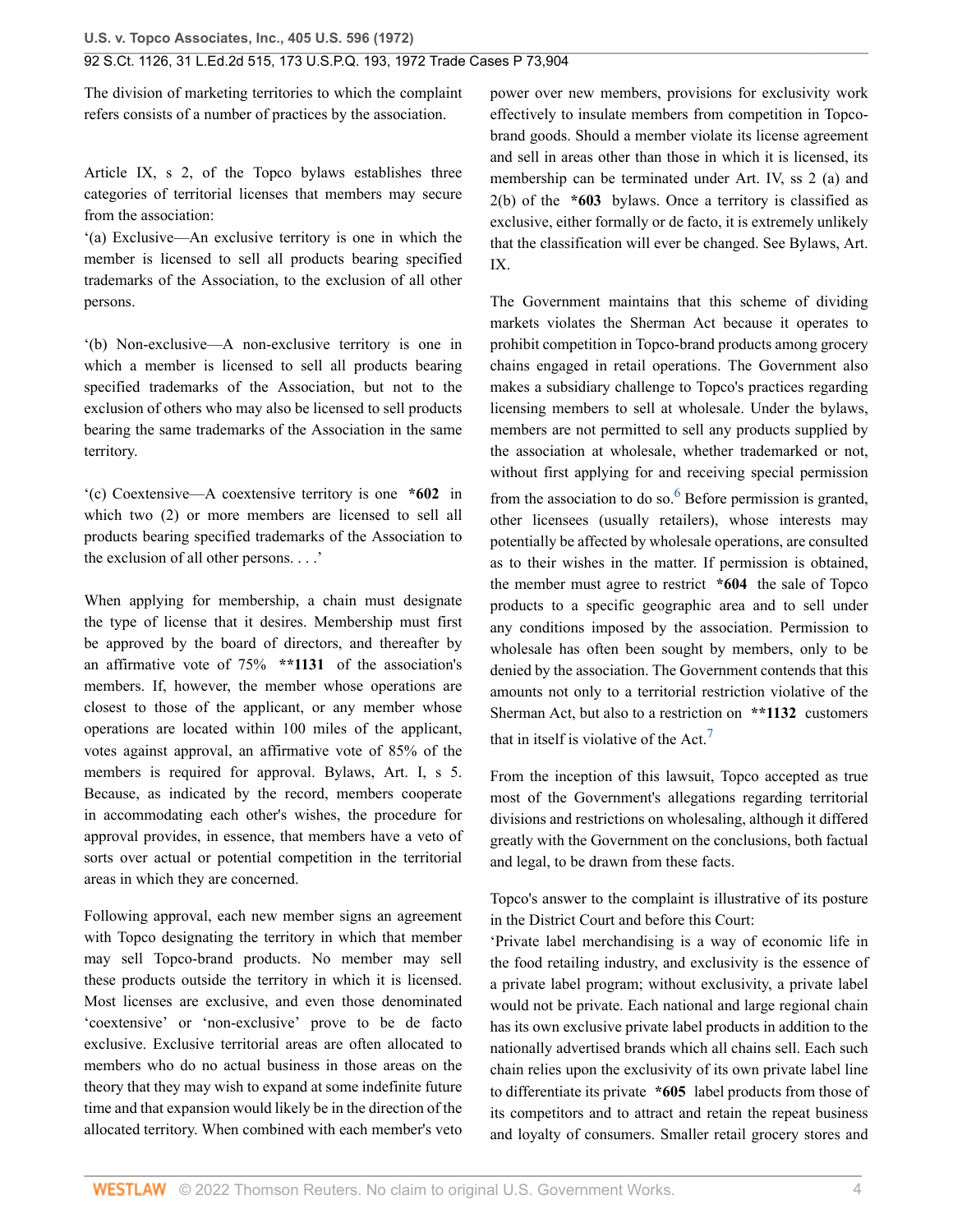The division of marketing territories to which the complaint refers consists of a number of practices by the association.

Article IX, s 2, of the Topco bylaws establishes three categories of territorial licenses that members may secure from the association:

'(a) Exclusive—An exclusive territory is one in which the member is licensed to sell all products bearing specified trademarks of the Association, to the exclusion of all other persons.

'(b) Non-exclusive—A non-exclusive territory is one in which a member is licensed to sell all products bearing specified trademarks of the Association, but not to the exclusion of others who may also be licensed to sell products bearing the same trademarks of the Association in the same territory.

'(c) Coextensive—A coextensive territory is one **\*602** in which two (2) or more members are licensed to sell all products bearing specified trademarks of the Association to the exclusion of all other persons. . . .'

When applying for membership, a chain must designate the type of license that it desires. Membership must first be approved by the board of directors, and thereafter by an affirmative vote of 75% **\*\*1131** of the association's members. If, however, the member whose operations are closest to those of the applicant, or any member whose operations are located within 100 miles of the applicant, votes against approval, an affirmative vote of 85% of the members is required for approval. Bylaws, Art. I, s 5. Because, as indicated by the record, members cooperate in accommodating each other's wishes, the procedure for approval provides, in essence, that members have a veto of sorts over actual or potential competition in the territorial areas in which they are concerned.

Following approval, each new member signs an agreement with Topco designating the territory in which that member may sell Topco-brand products. No member may sell these products outside the territory in which it is licensed. Most licenses are exclusive, and even those denominated 'coextensive' or 'non-exclusive' prove to be de facto exclusive. Exclusive territorial areas are often allocated to members who do no actual business in those areas on the theory that they may wish to expand at some indefinite future time and that expansion would likely be in the direction of the allocated territory. When combined with each member's veto power over new members, provisions for exclusivity work effectively to insulate members from competition in Topco-brand goods. Should a member violate its license agreement and sell in areas other than those in which it is licensed, its membership can be terminated under Art. IV, ss 2 (a) and 2(b) of the **\*603** bylaws. Once a territory is classified as exclusive, either formally or de facto, it is extremely unlikely that the classification will ever be changed. See Bylaws, Art. IX.

The Government maintains that this scheme of dividing markets violates the Sherman Act because it operates to prohibit competition in Topco-brand products among grocery chains engaged in retail operations. The Government also makes a subsidiary challenge to Topco's practices regarding licensing members to sell at wholesale. Under the bylaws, members are not permitted to sell any products supplied by the association at wholesale, whether trademarked or not, without first applying for and receiving special permission from the association to do so.[6] Before permission is granted, other licensees (usually retailers), whose interests may potentially be affected by wholesale operations, are consulted as to their wishes in the matter. If permission is obtained, the member must agree to restrict **\*604** the sale of Topco products to a specific geographic area and to sell under any conditions imposed by the association. Permission to wholesale has often been sought by members, only to be denied by the association. The Government contends that this amounts not only to a territorial restriction violative of the Sherman Act, but also to a restriction on **\*\*1132** customers that in itself is violative of the Act.[7]

From the inception of this lawsuit, Topco accepted as true most of the Government's allegations regarding territorial divisions and restrictions on wholesaling, although it differed greatly with the Government on the conclusions, both factual and legal, to be drawn from these facts.

Topco's answer to the complaint is illustrative of its posture in the District Court and before this Court:

'Private label merchandising is a way of economic life in the food retailing industry, and exclusivity is the essence of a private label program; without exclusivity, a private label would not be private. Each national and large regional chain has its own exclusive private label products in addition to the nationally advertised brands which all chains sell. Each such chain relies upon the exclusivity of its own private label line to differentiate its private **\*605** label products from those of its competitors and to attract and retain the repeat business and loyalty of consumers. Smaller retail grocery stores and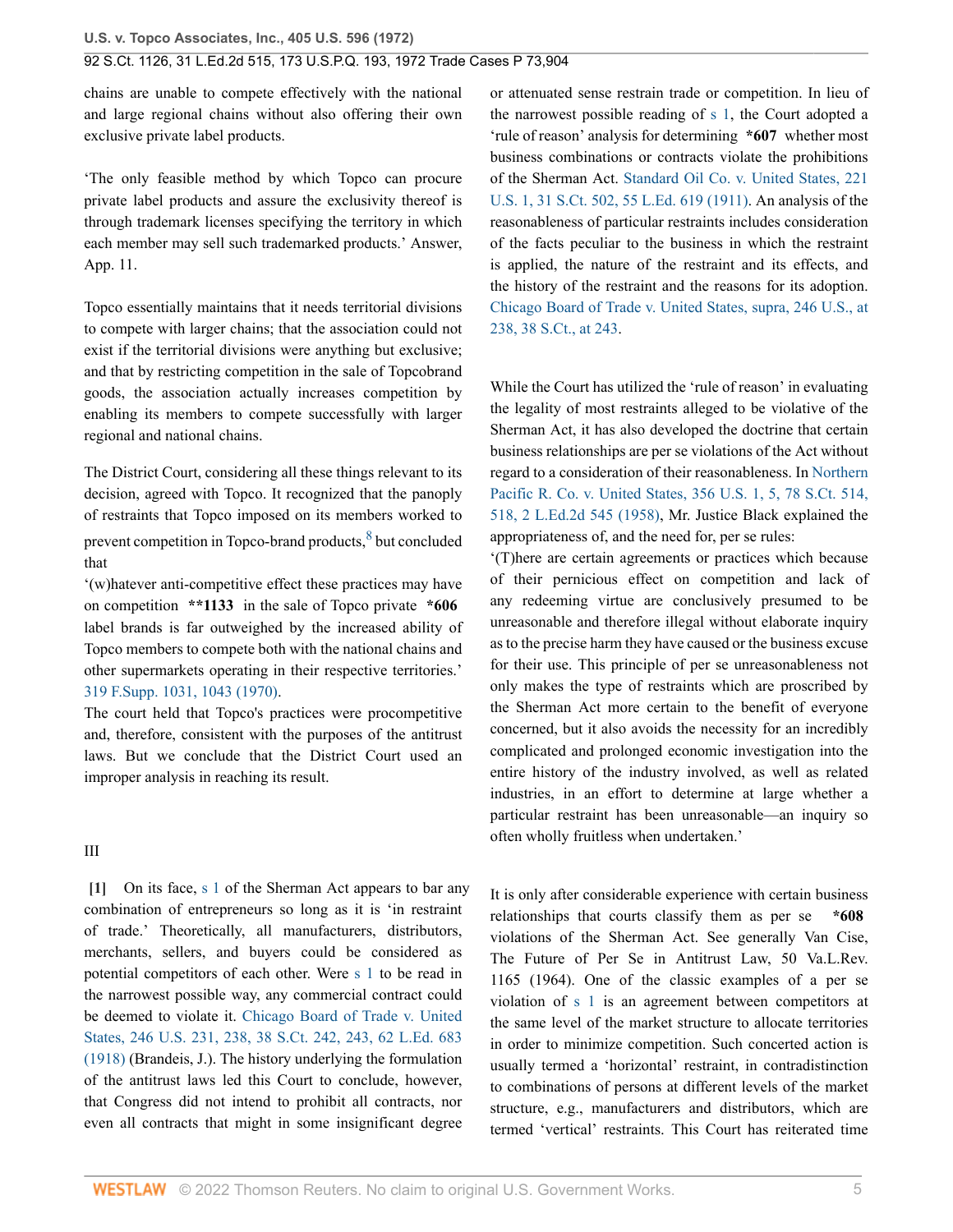chains are unable to compete effectively with the national and large regional chains without also offering their own exclusive private label products.

'The only feasible method by which Topco can procure private label products and assure the exclusivity thereof is through trademark licenses specifying the territory in which each member may sell such trademarked products.' Answer, App. 11.

Topco essentially maintains that it needs territorial divisions to compete with larger chains; that the association could not exist if the territorial divisions were anything but exclusive; and that by restricting competition in the sale of Topcobrand goods, the association actually increases competition by enabling its members to compete successfully with larger regional and national chains.

The District Court, considering all these things relevant to its decision, agreed with Topco. It recognized that the panoply of restraints that Topco imposed on its members worked to prevent competition in Topco-brand products,[8] but concluded that

'(w)hatever anti-competitive effect these practices may have on competition **1133 in the sale of Topco private *606 label brands is far outweighed by the increased ability of Topco members to compete both with the national chains and other supermarkets operating in their respective territories.' 319 F.Supp. 1031, 1043 (1970).

The court held that Topco's practices were procompetitive and, therefore, consistent with the purposes of the antitrust laws. But we conclude that the District Court used an improper analysis in reaching its result.

## III

**[1]** On its face, s 1 of the Sherman Act appears to bar any combination of entrepreneurs so long as it is 'in restraint of trade.' Theoretically, all manufacturers, distributors, merchants, sellers, and buyers could be considered as potential competitors of each other. Were s 1 to be read in the narrowest possible way, any commercial contract could be deemed to violate it. Chicago Board of Trade v. United States, 246 U.S. 231, 238, 38 S.Ct. 242, 243, 62 L.Ed. 683 (1918) (Brandeis, J.). The history underlying the formulation of the antitrust laws led this Court to conclude, however, that Congress did not intend to prohibit all contracts, nor even all contracts that might in some insignificant degree or attenuated sense restrain trade or competition. In lieu of the narrowest possible reading of s 1, the Court adopted a 'rule of reason' analysis for determining *607 whether most business combinations or contracts violate the prohibitions of the Sherman Act. Standard Oil Co. v. United States, 221 U.S. 1, 31 S.Ct. 502, 55 L.Ed. 619 (1911). An analysis of the reasonableness of particular restraints includes consideration of the facts peculiar to the business in which the restraint is applied, the nature of the restraint and its effects, and the history of the restraint and the reasons for its adoption. Chicago Board of Trade v. United States, supra, 246 U.S., at 238, 38 S.Ct., at 243.

While the Court has utilized the 'rule of reason' in evaluating the legality of most restraints alleged to be violative of the Sherman Act, it has also developed the doctrine that certain business relationships are per se violations of the Act without regard to a consideration of their reasonableness. In Northern Pacific R. Co. v. United States, 356 U.S. 1, 5, 78 S.Ct. 514, 518, 2 L.Ed.2d 545 (1958), Mr. Justice Black explained the appropriateness of, and the need for, per se rules:

'(T)here are certain agreements or practices which because of their pernicious effect on competition and lack of any redeeming virtue are conclusively presumed to be unreasonable and therefore illegal without elaborate inquiry as to the precise harm they have caused or the business excuse for their use. This principle of per se unreasonableness not only makes the type of restraints which are proscribed by the Sherman Act more certain to the benefit of everyone concerned, but it also avoids the necessity for an incredibly complicated and prolonged economic investigation into the entire history of the industry involved, as well as related industries, in an effort to determine at large whether a particular restraint has been unreasonable—an inquiry so often wholly fruitless when undertaken.'

It is only after considerable experience with certain business relationships that courts classify them as per se *608 violations of the Sherman Act. See generally Van Cise, The Future of Per Se in Antitrust Law, 50 Va.L.Rev. 1165 (1964). One of the classic examples of a per se violation of s 1 is an agreement between competitors at the same level of the market structure to allocate territories in order to minimize competition. Such concerted action is usually termed a 'horizontal' restraint, in contradistinction to combinations of persons at different levels of the market structure, e.g., manufacturers and distributors, which are termed 'vertical' restraints. This Court has reiterated time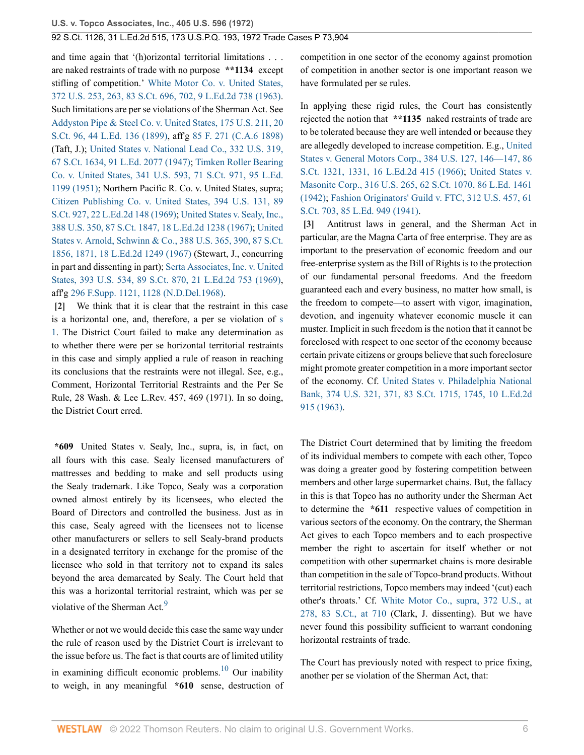and time again that '(h)orizontal territorial limitations . . . are naked restraints of trade with no purpose **1134 except stifling of competition.' White Motor Co. v. United States, 372 U.S. 253, 263, 83 S.Ct. 696, 702, 9 L.Ed.2d 738 (1963). Such limitations are per se violations of the Sherman Act. See Addyston Pipe & Steel Co. v. United States, 175 U.S. 211, 20 S.Ct. 96, 44 L.Ed. 136 (1899), aff'g 85 F. 271 (C.A.6 1898) (Taft, J.); United States v. National Lead Co., 332 U.S. 319, 67 S.Ct. 1634, 91 L.Ed. 2077 (1947); Timken Roller Bearing Co. v. United States, 341 U.S. 593, 71 S.Ct. 971, 95 L.Ed. 1199 (1951); Northern Pacific R. Co. v. United States, supra; Citizen Publishing Co. v. United States, 394 U.S. 131, 89 S.Ct. 927, 22 L.Ed.2d 148 (1969); United States v. Sealy, Inc., 388 U.S. 350, 87 S.Ct. 1847, 18 L.Ed.2d 1238 (1967); United States v. Arnold, Schwinn & Co., 388 U.S. 365, 390, 87 S.Ct. 1856, 1871, 18 L.Ed.2d 1249 (1967) (Stewart, J., concurring in part and dissenting in part); Serta Associates, Inc. v. United States, 393 U.S. 534, 89 S.Ct. 870, 21 L.Ed.2d 753 (1969), aff'g 296 F.Supp. 1121, 1128 (N.D.Del.1968).

**[2]** We think that it is clear that the restraint in this case is a horizontal one, and, therefore, a per se violation of s 1. The District Court failed to make any determination as to whether there were per se horizontal territorial restraints in this case and simply applied a rule of reason in reaching its conclusions that the restraints were not illegal. See, e.g., Comment, Horizontal Territorial Restraints and the Per Se Rule, 28 Wash. & Lee L.Rev. 457, 469 (1971). In so doing, the District Court erred.

***609** United States v. Sealy, Inc., supra, is, in fact, on all fours with this case. Sealy licensed manufacturers of mattresses and bedding to make and sell products using the Sealy trademark. Like Topco, Sealy was a corporation owned almost entirely by its licensees, who elected the Board of Directors and controlled the business. Just as in this case, Sealy agreed with the licensees not to license other manufacturers or sellers to sell Sealy-brand products in a designated territory in exchange for the promise of the licensee who sold in that territory not to expand its sales beyond the area demarcated by Sealy. The Court held that this was a horizontal territorial restraint, which was per se violative of the Sherman Act.[9]

Whether or not we would decide this case the same way under the rule of reason used by the District Court is irrelevant to the issue before us. The fact is that courts are of limited utility in examining difficult economic problems.[10] Our inability to weigh, in any meaningful ***610** sense, destruction of competition in one sector of the economy against promotion of competition in another sector is one important reason we have formulated per se rules.

In applying these rigid rules, the Court has consistently rejected the notion that **1135 naked restraints of trade are to be tolerated because they are well intended or because they are allegedly developed to increase competition. E.g., United States v. General Motors Corp., 384 U.S. 127, 146—147, 86 S.Ct. 1321, 1331, 16 L.Ed.2d 415 (1966); United States v. Masonite Corp., 316 U.S. 265, 62 S.Ct. 1070, 86 L.Ed. 1461 (1942); Fashion Originators' Guild v. FTC, 312 U.S. 457, 61 S.Ct. 703, 85 L.Ed. 949 (1941).

**[3]** Antitrust laws in general, and the Sherman Act in particular, are the Magna Carta of free enterprise. They are as important to the preservation of economic freedom and our free-enterprise system as the Bill of Rights is to the protection of our fundamental personal freedoms. And the freedom guaranteed each and every business, no matter how small, is the freedom to compete—to assert with vigor, imagination, devotion, and ingenuity whatever economic muscle it can muster. Implicit in such freedom is the notion that it cannot be foreclosed with respect to one sector of the economy because certain private citizens or groups believe that such foreclosure might promote greater competition in a more important sector of the economy. Cf. United States v. Philadelphia National Bank, 374 U.S. 321, 371, 83 S.Ct. 1715, 1745, 10 L.Ed.2d 915 (1963).

The District Court determined that by limiting the freedom of its individual members to compete with each other, Topco was doing a greater good by fostering competition between members and other large supermarket chains. But, the fallacy in this is that Topco has no authority under the Sherman Act to determine the ***611** respective values of competition in various sectors of the economy. On the contrary, the Sherman Act gives to each Topco members and to each prospective member the right to ascertain for itself whether or not competition with other supermarket chains is more desirable than competition in the sale of Topco-brand products. Without territorial restrictions, Topco members may indeed '(cut) each other's throats.' Cf. White Motor Co., supra, 372 U.S., at 278, 83 S.Ct., at 710 (Clark, J. dissenting). But we have never found this possibility sufficient to warrant condoning horizontal restraints of trade.

The Court has previously noted with respect to price fixing, another per se violation of the Sherman Act, that: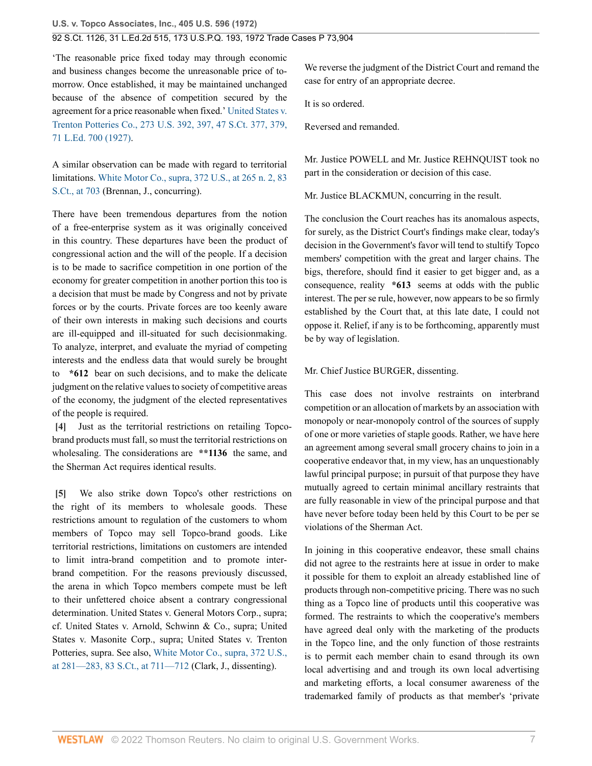'The reasonable price fixed today may through economic and business changes become the unreasonable price of tomorrow. Once established, it may be maintained unchanged because of the absence of competition secured by the agreement for a price reasonable when fixed.' United States v. Trenton Potteries Co., 273 U.S. 392, 397, 47 S.Ct. 377, 379, 71 L.Ed. 700 (1927).

A similar observation can be made with regard to territorial limitations. White Motor Co., supra, 372 U.S., at 265 n. 2, 83 S.Ct., at 703 (Brennan, J., concurring).

There have been tremendous departures from the notion of a free-enterprise system as it was originally conceived in this country. These departures have been the product of congressional action and the will of the people. If a decision is to be made to sacrifice competition in one portion of the economy for greater competition in another portion this too is a decision that must be made by Congress and not by private forces or by the courts. Private forces are too keenly aware of their own interests in making such decisions and courts are ill-equipped and ill-situated for such decisionmaking. To analyze, interpret, and evaluate the myriad of competing interests and the endless data that would surely be brought to **\*612** bear on such decisions, and to make the delicate judgment on the relative values to society of competitive areas of the economy, the judgment of the elected representatives of the people is required.

**[4]** Just as the territorial restrictions on retailing Topco-brand products must fall, so must the territorial restrictions on wholesaling. The considerations are **\*\*1136** the same, and the Sherman Act requires identical results.

**[5]** We also strike down Topco's other restrictions on the right of its members to wholesale goods. These restrictions amount to regulation of the customers to whom members of Topco may sell Topco-brand goods. Like territorial restrictions, limitations on customers are intended to limit intra-brand competition and to promote inter-brand competition. For the reasons previously discussed, the arena in which Topco members compete must be left to their unfettered choice absent a contrary congressional determination. United States v. General Motors Corp., supra; cf. United States v. Arnold, Schwinn & Co., supra; United States v. Masonite Corp., supra; United States v. Trenton Potteries, supra. See also, White Motor Co., supra, 372 U.S., at 281—283, 83 S.Ct., at 711—712 (Clark, J., dissenting).

We reverse the judgment of the District Court and remand the case for entry of an appropriate decree.

It is so ordered.

Reversed and remanded.

Mr. Justice POWELL and Mr. Justice REHNQUIST took no part in the consideration or decision of this case.

Mr. Justice BLACKMUN, concurring in the result.

The conclusion the Court reaches has its anomalous aspects, for surely, as the District Court's findings make clear, today's decision in the Government's favor will tend to stultify Topco members' competition with the great and larger chains. The bigs, therefore, should find it easier to get bigger and, as a consequence, reality **\*613** seems at odds with the public interest. The per se rule, however, now appears to be so firmly established by the Court that, at this late date, I could not oppose it. Relief, if any is to be forthcoming, apparently must be by way of legislation.

Mr. Chief Justice BURGER, dissenting.

This case does not involve restraints on interbrand competition or an allocation of markets by an association with monopoly or near-monopoly control of the sources of supply of one or more varieties of staple goods. Rather, we have here an agreement among several small grocery chains to join in a cooperative endeavor that, in my view, has an unquestionably lawful principal purpose; in pursuit of that purpose they have mutually agreed to certain minimal ancillary restraints that are fully reasonable in view of the principal purpose and that have never before today been held by this Court to be per se violations of the Sherman Act.

In joining in this cooperative endeavor, these small chains did not agree to the restraints here at issue in order to make it possible for them to exploit an already established line of products through non-competitive pricing. There was no such thing as a Topco line of products until this cooperative was formed. The restraints to which the cooperative's members have agreed deal only with the marketing of the products in the Topco line, and the only function of those restraints is to permit each member chain to esand through its own local advertising and and trough its own local advertising and marketing efforts, a local consumer awareness of the trademarked family of products as that member's 'private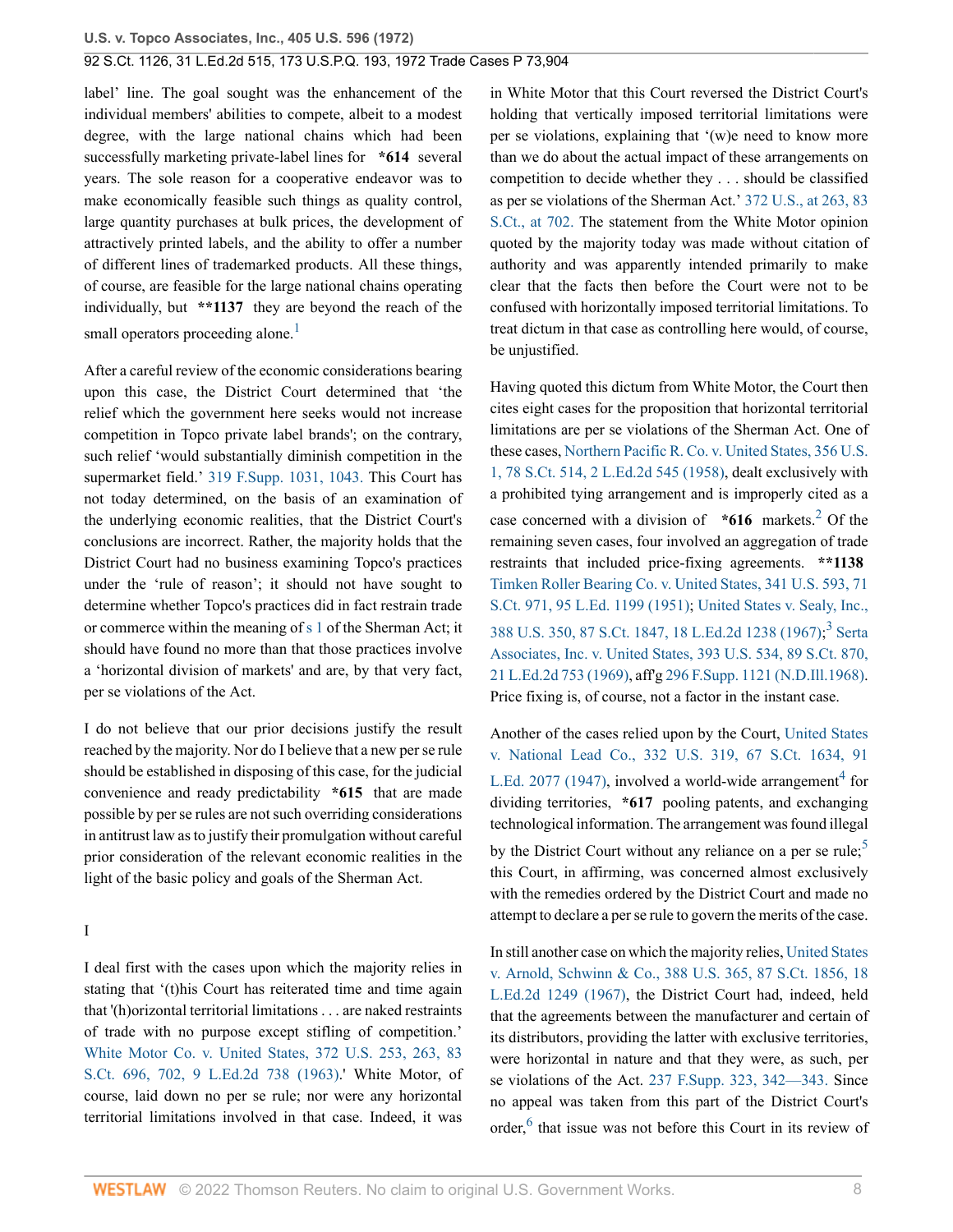label' line. The goal sought was the enhancement of the individual members' abilities to compete, albeit to a modest degree, with the large national chains which had been successfully marketing private-label lines for **\*614** several years. The sole reason for a cooperative endeavor was to make economically feasible such things as quality control, large quantity purchases at bulk prices, the development of attractively printed labels, and the ability to offer a number of different lines of trademarked products. All these things, of course, are feasible for the large national chains operating individually, but **\*\*1137** they are beyond the reach of the small operators proceeding alone.[1]

After a careful review of the economic considerations bearing upon this case, the District Court determined that 'the relief which the government here seeks would not increase competition in Topco private label brands'; on the contrary, such relief 'would substantially diminish competition in the supermarket field.' 319 F.Supp. 1031, 1043. This Court has not today determined, on the basis of an examination of the underlying economic realities, that the District Court's conclusions are incorrect. Rather, the majority holds that the District Court had no business examining Topco's practices under the 'rule of reason'; it should not have sought to determine whether Topco's practices did in fact restrain trade or commerce within the meaning of s 1 of the Sherman Act; it should have found no more than that those practices involve a 'horizontal division of markets' and are, by that very fact, per se violations of the Act.

I do not believe that our prior decisions justify the result reached by the majority. Nor do I believe that a new per se rule should be established in disposing of this case, for the judicial convenience and ready predictability **\*615** that are made possible by per se rules are not such overriding considerations in antitrust law as to justify their promulgation without careful prior consideration of the relevant economic realities in the light of the basic policy and goals of the Sherman Act.

## I

I deal first with the cases upon which the majority relies in stating that '(t)his Court has reiterated time and time again that '(h)orizontal territorial limitations . . . are naked restraints of trade with no purpose except stifling of competition.' White Motor Co. v. United States, 372 U.S. 253, 263, 83 S.Ct. 696, 702, 9 L.Ed.2d 738 (1963).' White Motor, of course, laid down no per se rule; nor were any horizontal territorial limitations involved in that case. Indeed, it was in White Motor that this Court reversed the District Court's holding that vertically imposed territorial limitations were per se violations, explaining that '(w)e need to know more than we do about the actual impact of these arrangements on competition to decide whether they . . . should be classified as per se violations of the Sherman Act.' 372 U.S., at 263, 83 S.Ct., at 702. The statement from the White Motor opinion quoted by the majority today was made without citation of authority and was apparently intended primarily to make clear that the facts then before the Court were not to be confused with horizontally imposed territorial limitations. To treat dictum in that case as controlling here would, of course, be unjustified.

Having quoted this dictum from White Motor, the Court then cites eight cases for the proposition that horizontal territorial limitations are per se violations of the Sherman Act. One of these cases, Northern Pacific R. Co. v. United States, 356 U.S. 1, 78 S.Ct. 514, 2 L.Ed.2d 545 (1958), dealt exclusively with a prohibited tying arrangement and is improperly cited as a case concerned with a division of **\*616** markets.[2] Of the remaining seven cases, four involved an aggregation of trade restraints that included price-fixing agreements. **\*\*1138** Timken Roller Bearing Co. v. United States, 341 U.S. 593, 71 S.Ct. 971, 95 L.Ed. 1199 (1951); United States v. Sealy, Inc., 388 U.S. 350, 87 S.Ct. 1847, 18 L.Ed.2d 1238 (1967);[3] Serta Associates, Inc. v. United States, 393 U.S. 534, 89 S.Ct. 870, 21 L.Ed.2d 753 (1969), aff'g 296 F.Supp. 1121 (N.D.Ill.1968). Price fixing is, of course, not a factor in the instant case.

Another of the cases relied upon by the Court, United States v. National Lead Co., 332 U.S. 319, 67 S.Ct. 1634, 91 L.Ed. 2077 (1947), involved a world-wide arrangement[4] for dividing territories, **\*617** pooling patents, and exchanging technological information. The arrangement was found illegal by the District Court without any reliance on a per se rule;[5] this Court, in affirming, was concerned almost exclusively with the remedies ordered by the District Court and made no attempt to declare a per se rule to govern the merits of the case.

In still another case on which the majority relies, United States v. Arnold, Schwinn & Co., 388 U.S. 365, 87 S.Ct. 1856, 18 L.Ed.2d 1249 (1967), the District Court had, indeed, held that the agreements between the manufacturer and certain of its distributors, providing the latter with exclusive territories, were horizontal in nature and that they were, as such, per se violations of the Act. 237 F.Supp. 323, 342—343. Since no appeal was taken from this part of the District Court's order,[6] that issue was not before this Court in its review of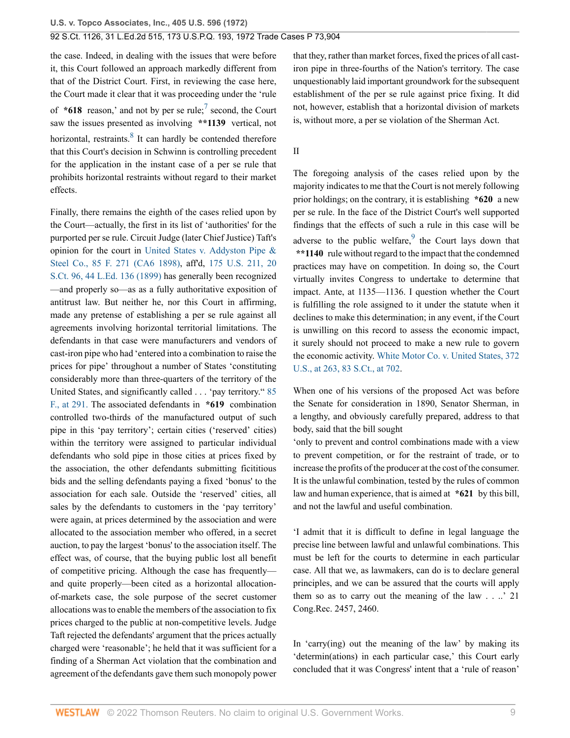the case. Indeed, in dealing with the issues that were before it, this Court followed an approach markedly different from that of the District Court. First, in reviewing the case here, the Court made it clear that it was proceeding under the 'rule of **\*618** reason,' and not by per se rule;[7] second, the Court saw the issues presented as involving **\*\*1139** vertical, not horizontal, restraints.[8] It can hardly be contended therefore that this Court's decision in Schwinn is controlling precedent for the application in the instant case of a per se rule that prohibits horizontal restraints without regard to their market effects.

Finally, there remains the eighth of the cases relied upon by the Court—actually, the first in its list of 'authorities' for the purported per se rule. Circuit Judge (later Chief Justice) Taft's opinion for the court in United States v. Addyston Pipe & Steel Co., 85 F. 271 (CA6 1898), aff'd, 175 U.S. 211, 20 S.Ct. 96, 44 L.Ed. 136 (1899) has generally been recognized —and properly so—as as a fully authoritative exposition of antitrust law. But neither he, nor this Court in affirming, made any pretense of establishing a per se rule against all agreements involving horizontal territorial limitations. The defendants in that case were manufacturers and vendors of cast-iron pipe who had 'entered into a combination to raise the prices for pipe' throughout a number of States 'constituting considerably more than three-quarters of the territory of the United States, and significantly called . . . 'pay territory." 85 F., at 291. The associated defendants in **\*619** combination controlled two-thirds of the manufactured output of such pipe in this 'pay territory'; certain cities ('reserved' cities) within the territory were assigned to particular individual defendants who sold pipe in those cities at prices fixed by the association, the other defendants submitting ficititious bids and the selling defendants paying a fixed 'bonus' to the association for each sale. Outside the 'reserved' cities, all sales by the defendants to customers in the 'pay territory' were again, at prices determined by the association and were allocated to the association member who offered, in a secret auction, to pay the largest 'bonus' to the association itself. The effect was, of course, that the buying public lost all benefit of competitive pricing. Although the case has frequently—and quite properly—been cited as a horizontal allocation-of-markets case, the sole purpose of the secret customer allocations was to enable the members of the association to fix prices charged to the public at non-competitive levels. Judge Taft rejected the defendants' argument that the prices actually charged were 'reasonable'; he held that it was sufficient for a finding of a Sherman Act violation that the combination and agreement of the defendants gave them such monopoly power that they, rather than market forces, fixed the prices of all cast-iron pipe in three-fourths of the Nation's territory. The case unquestionably laid important groundwork for the subsequent establishment of the per se rule against price fixing. It did not, however, establish that a horizontal division of markets is, without more, a per se violation of the Sherman Act.

## II

The foregoing analysis of the cases relied upon by the majority indicates to me that the Court is not merely following prior holdings; on the contrary, it is establishing **\*620** a new per se rule. In the face of the District Court's well supported findings that the effects of such a rule in this case will be adverse to the public welfare,[9] the Court lays down that **\*\*1140** rule without regard to the impact that the condemned practices may have on competition. In doing so, the Court virtually invites Congress to undertake to determine that impact. Ante, at 1135—1136. I question whether the Court is fulfilling the role assigned to it under the statute when it declines to make this determination; in any event, if the Court is unwilling on this record to assess the economic impact, it surely should not proceed to make a new rule to govern the economic activity. White Motor Co. v. United States, 372 U.S., at 263, 83 S.Ct., at 702.

When one of his versions of the proposed Act was before the Senate for consideration in 1890, Senator Sherman, in a lengthy, and obviously carefully prepared, address to that body, said that the bill sought

'only to prevent and control combinations made with a view to prevent competition, or for the restraint of trade, or to increase the profits of the producer at the cost of the consumer. It is the unlawful combination, tested by the rules of common law and human experience, that is aimed at **\*621** by this bill, and not the lawful and useful combination.

'I admit that it is difficult to define in legal language the precise line between lawful and unlawful combinations. This must be left for the courts to determine in each particular case. All that we, as lawmakers, can do is to declare general principles, and we can be assured that the courts will apply them so as to carry out the meaning of the law . . ..' 21 Cong.Rec. 2457, 2460.

In 'carry(ing) out the meaning of the law' by making its 'determin(ations) in each particular case,' this Court early concluded that it was Congress' intent that a 'rule of reason'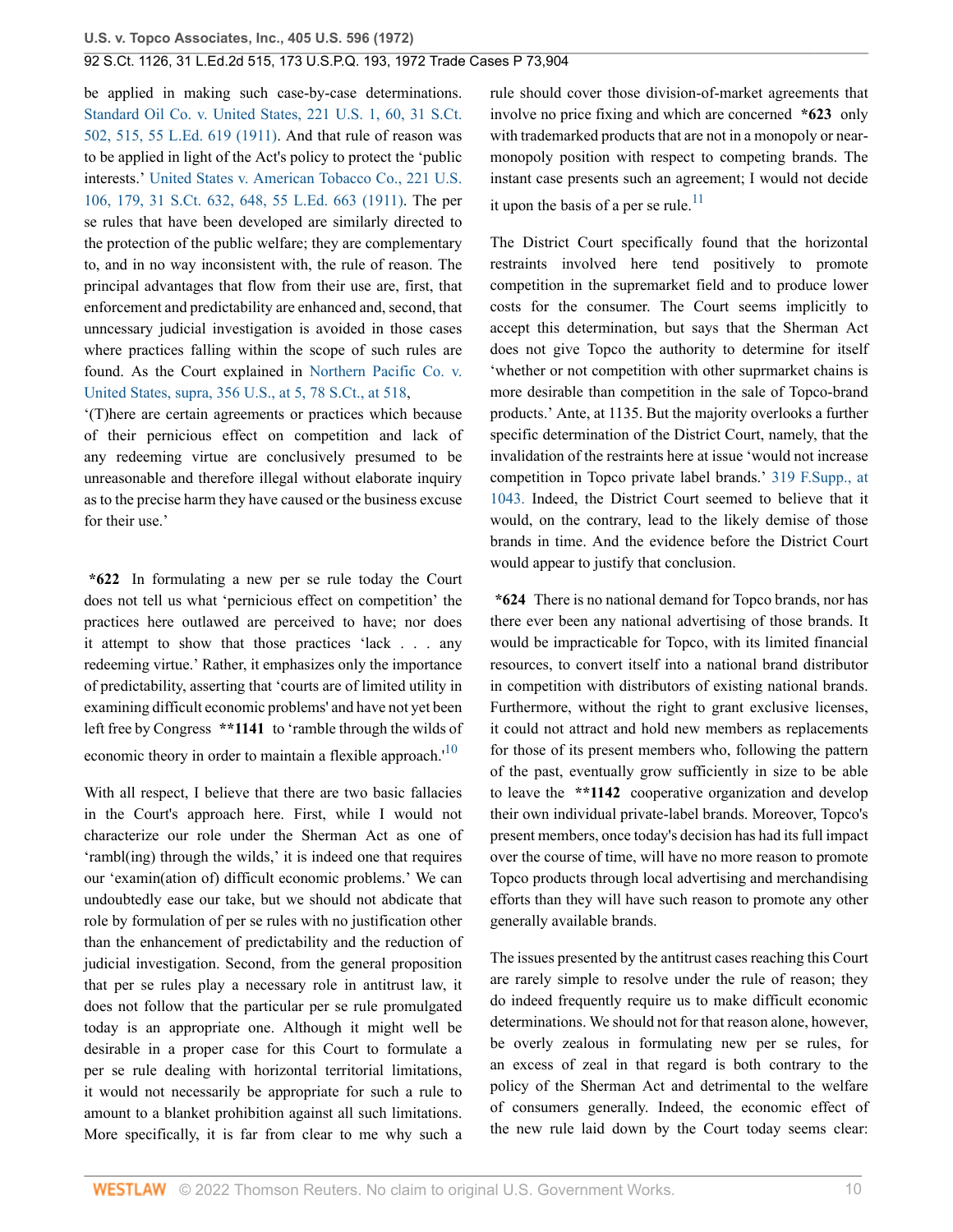be applied in making such case-by-case determinations. Standard Oil Co. v. United States, 221 U.S. 1, 60, 31 S.Ct. 502, 515, 55 L.Ed. 619 (1911). And that rule of reason was to be applied in light of the Act's policy to protect the 'public interests.' United States v. American Tobacco Co., 221 U.S. 106, 179, 31 S.Ct. 632, 648, 55 L.Ed. 663 (1911). The per se rules that have been developed are similarly directed to the protection of the public welfare; they are complementary to, and in no way inconsistent with, the rule of reason. The principal advantages that flow from their use are, first, that enforcement and predictability are enhanced and, second, that unncessary judicial investigation is avoided in those cases where practices falling within the scope of such rules are found. As the Court explained in Northern Pacific Co. v. United States, supra, 356 U.S., at 5, 78 S.Ct., at 518,

'(T)here are certain agreements or practices which because of their pernicious effect on competition and lack of any redeeming virtue are conclusively presumed to be unreasonable and therefore illegal without elaborate inquiry as to the precise harm they have caused or the business excuse for their use.'

**\*622** In formulating a new per se rule today the Court does not tell us what 'pernicious effect on competition' the practices here outlawed are perceived to have; nor does it attempt to show that those practices 'lack . . . any redeeming virtue.' Rather, it emphasizes only the importance of predictability, asserting that 'courts are of limited utility in examining difficult economic problems' and have not yet been left free by Congress **\*\*1141** to 'ramble through the wilds of economic theory in order to maintain a flexible approach.'[10]

With all respect, I believe that there are two basic fallacies in the Court's approach here. First, while I would not characterize our role under the Sherman Act as one of 'rambl(ing) through the wilds,' it is indeed one that requires our 'examin(ation of) difficult economic problems.' We can undoubtedly ease our take, but we should not abdicate that role by formulation of per se rules with no justification other than the enhancement of predictability and the reduction of judicial investigation. Second, from the general proposition that per se rules play a necessary role in antitrust law, it does not follow that the particular per se rule promulgated today is an appropriate one. Although it might well be desirable in a proper case for this Court to formulate a per se rule dealing with horizontal territorial limitations, it would not necessarily be appropriate for such a rule to amount to a blanket prohibition against all such limitations. More specifically, it is far from clear to me why such a rule should cover those division-of-market agreements that involve no price fixing and which are concerned **\*623** only with trademarked products that are not in a monopoly or near-monopoly position with respect to competing brands. The instant case presents such an agreement; I would not decide it upon the basis of a per se rule.[11]

The District Court specifically found that the horizontal restraints involved here tend positively to promote competition in the supremarket field and to produce lower costs for the consumer. The Court seems implicitly to accept this determination, but says that the Sherman Act does not give Topco the authority to determine for itself 'whether or not competition with other suprmarket chains is more desirable than competition in the sale of Topco-brand products.' Ante, at 1135. But the majority overlooks a further specific determination of the District Court, namely, that the invalidation of the restraints here at issue 'would not increase competition in Topco private label brands.' 319 F.Supp., at 1043. Indeed, the District Court seemed to believe that it would, on the contrary, lead to the likely demise of those brands in time. And the evidence before the District Court would appear to justify that conclusion.

**\*624** There is no national demand for Topco brands, nor has there ever been any national advertising of those brands. It would be impracticable for Topco, with its limited financial resources, to convert itself into a national brand distributor in competition with distributors of existing national brands. Furthermore, without the right to grant exclusive licenses, it could not attract and hold new members as replacements for those of its present members who, following the pattern of the past, eventually grow sufficiently in size to be able to leave the **\*\*1142** cooperative organization and develop their own individual private-label brands. Moreover, Topco's present members, once today's decision has had its full impact over the course of time, will have no more reason to promote Topco products through local advertising and merchandising efforts than they will have such reason to promote any other generally available brands.

The issues presented by the antitrust cases reaching this Court are rarely simple to resolve under the rule of reason; they do indeed frequently require us to make difficult economic determinations. We should not for that reason alone, however, be overly zealous in formulating new per se rules, for an excess of zeal in that regard is both contrary to the policy of the Sherman Act and detrimental to the welfare of consumers generally. Indeed, the economic effect of the new rule laid down by the Court today seems clear: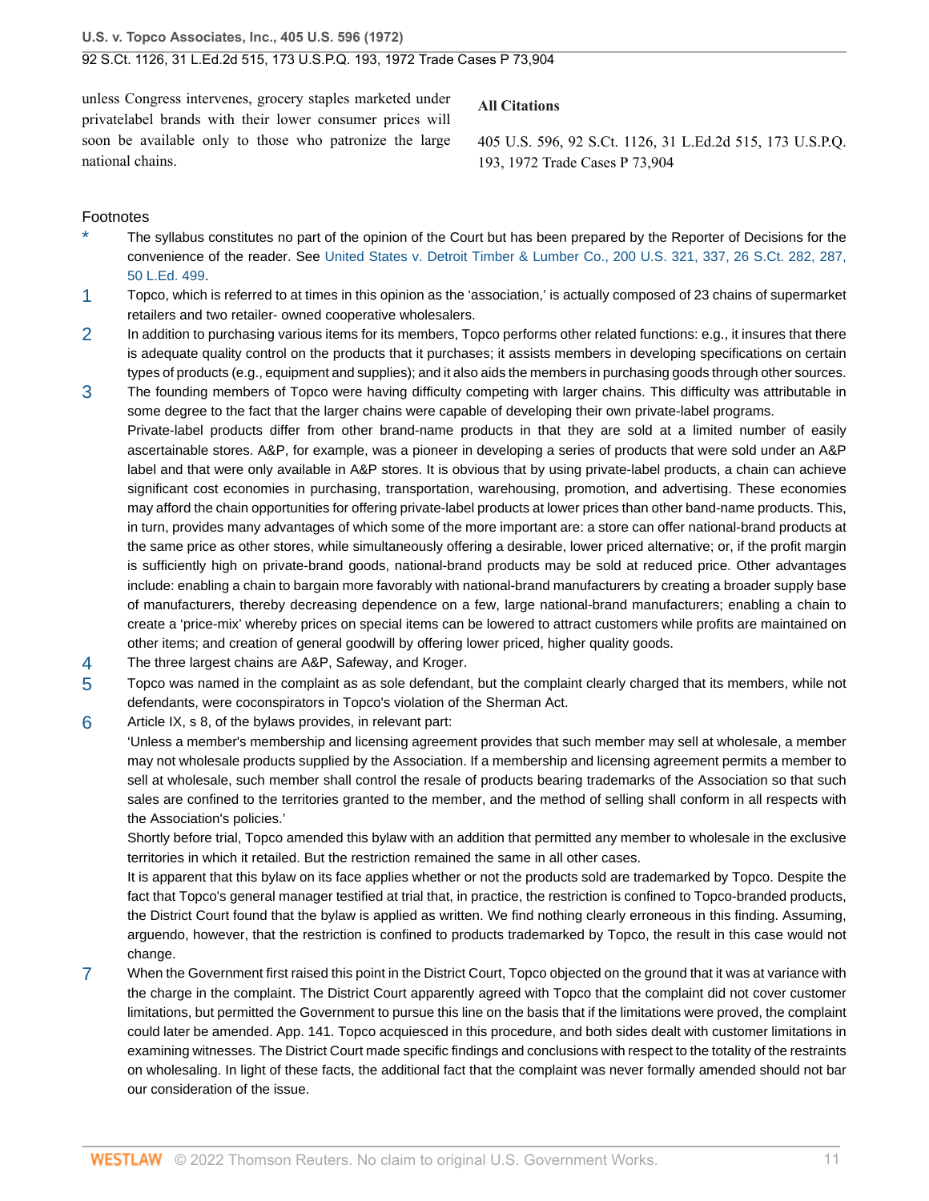unless Congress intervenes, grocery staples marketed under privatelabel brands with their lower consumer prices will soon be available only to those who patronize the large national chains.

**All Citations**

405 U.S. 596, 92 S.Ct. 1126, 31 L.Ed.2d 515, 173 U.S.P.Q. 193, 1972 Trade Cases P 73,904

## Footnotes

\* The syllabus constitutes no part of the opinion of the Court but has been prepared by the Reporter of Decisions for the convenience of the reader. See United States v. Detroit Timber & Lumber Co., 200 U.S. 321, 337, 26 S.Ct. 282, 287, 50 L.Ed. 499.

1 Topco, which is referred to at times in this opinion as the 'association,' is actually composed of 23 chains of supermarket retailers and two retailer- owned cooperative wholesalers.

2 In addition to purchasing various items for its members, Topco performs other related functions: e.g., it insures that there is adequate quality control on the products that it purchases; it assists members in developing specifications on certain types of products (e.g., equipment and supplies); and it also aids the members in purchasing goods through other sources.

3 The founding members of Topco were having difficulty competing with larger chains. This difficulty was attributable in some degree to the fact that the larger chains were capable of developing their own private-label programs.

Private-label products differ from other brand-name products in that they are sold at a limited number of easily ascertainable stores. A&P, for example, was a pioneer in developing a series of products that were sold under an A&P label and that were only available in A&P stores. It is obvious that by using private-label products, a chain can achieve significant cost economies in purchasing, transportation, warehousing, promotion, and advertising. These economies may afford the chain opportunities for offering private-label products at lower prices than other band-name products. This, in turn, provides many advantages of which some of the more important are: a store can offer national-brand products at the same price as other stores, while simultaneously offering a desirable, lower priced alternative; or, if the profit margin is sufficiently high on private-brand goods, national-brand products may be sold at reduced price. Other advantages include: enabling a chain to bargain more favorably with national-brand manufacturers by creating a broader supply base of manufacturers, thereby decreasing dependence on a few, large national-brand manufacturers; enabling a chain to create a 'price-mix' whereby prices on special items can be lowered to attract customers while profits are maintained on other items; and creation of general goodwill by offering lower priced, higher quality goods.

4 The three largest chains are A&P, Safeway, and Kroger.

5 Topco was named in the complaint as as sole defendant, but the complaint clearly charged that its members, while not defendants, were coconspirators in Topco's violation of the Sherman Act.

6 Article IX, s 8, of the bylaws provides, in relevant part:

'Unless a member's membership and licensing agreement provides that such member may sell at wholesale, a member may not wholesale products supplied by the Association. If a membership and licensing agreement permits a member to sell at wholesale, such member shall control the resale of products bearing trademarks of the Association so that such sales are confined to the territories granted to the member, and the method of selling shall conform in all respects with the Association's policies.'

Shortly before trial, Topco amended this bylaw with an addition that permitted any member to wholesale in the exclusive territories in which it retailed. But the restriction remained the same in all other cases.

It is apparent that this bylaw on its face applies whether or not the products sold are trademarked by Topco. Despite the fact that Topco's general manager testified at trial that, in practice, the restriction is confined to Topco-branded products, the District Court found that the bylaw is applied as written. We find nothing clearly erroneous in this finding. Assuming, arguendo, however, that the restriction is confined to products trademarked by Topco, the result in this case would not change.

7 When the Government first raised this point in the District Court, Topco objected on the ground that it was at variance with the charge in the complaint. The District Court apparently agreed with Topco that the complaint did not cover customer limitations, but permitted the Government to pursue this line on the basis that if the limitations were proved, the complaint could later be amended. App. 141. Topco acquiesced in this procedure, and both sides dealt with customer limitations in examining witnesses. The District Court made specific findings and conclusions with respect to the totality of the restraints on wholesaling. In light of these facts, the additional fact that the complaint was never formally amended should not bar our consideration of the issue.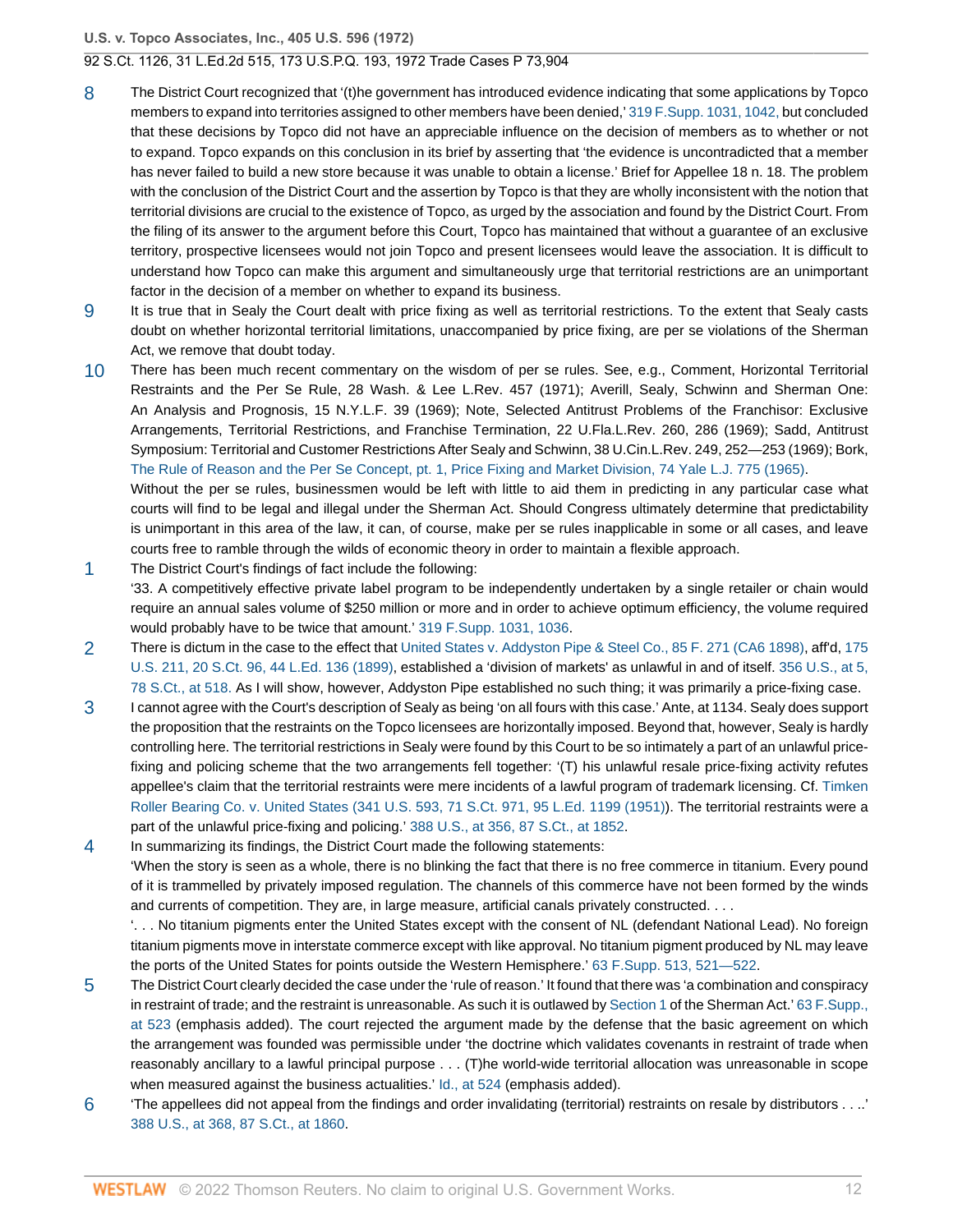8 The District Court recognized that '(t)he government has introduced evidence indicating that some applications by Topco members to expand into territories assigned to other members have been denied,' 319 F.Supp. 1031, 1042, but concluded that these decisions by Topco did not have an appreciable influence on the decision of members as to whether or not to expand. Topco expands on this conclusion in its brief by asserting that 'the evidence is uncontradicted that a member has never failed to build a new store because it was unable to obtain a license.' Brief for Appellee 18 n. 18. The problem with the conclusion of the District Court and the assertion by Topco is that they are wholly inconsistent with the notion that territorial divisions are crucial to the existence of Topco, as urged by the association and found by the District Court. From the filing of its answer to the argument before this Court, Topco has maintained that without a guarantee of an exclusive territory, prospective licensees would not join Topco and present licensees would leave the association. It is difficult to understand how Topco can make this argument and simultaneously urge that territorial restrictions are an unimportant factor in the decision of a member on whether to expand its business.

9 It is true that in Sealy the Court dealt with price fixing as well as territorial restrictions. To the extent that Sealy casts doubt on whether horizontal territorial limitations, unaccompanied by price fixing, are per se violations of the Sherman Act, we remove that doubt today.

10 There has been much recent commentary on the wisdom of per se rules. See, e.g., Comment, Horizontal Territorial Restraints and the Per Se Rule, 28 Wash. & Lee L.Rev. 457 (1971); Averill, Sealy, Schwinn and Sherman One: An Analysis and Prognosis, 15 N.Y.L.F. 39 (1969); Note, Selected Antitrust Problems of the Franchisor: Exclusive Arrangements, Territorial Restrictions, and Franchise Termination, 22 U.Fla.L.Rev. 260, 286 (1969); Sadd, Antitrust Symposium: Territorial and Customer Restrictions After Sealy and Schwinn, 38 U.Cin.L.Rev. 249, 252—253 (1969); Bork, The Rule of Reason and the Per Se Concept, pt. 1, Price Fixing and Market Division, 74 Yale L.J. 775 (1965).

Without the per se rules, businessmen would be left with little to aid them in predicting in any particular case what courts will find to be legal and illegal under the Sherman Act. Should Congress ultimately determine that predictability is unimportant in this area of the law, it can, of course, make per se rules inapplicable in some or all cases, and leave courts free to ramble through the wilds of economic theory in order to maintain a flexible approach.

1 The District Court's findings of fact include the following:

'33. A competitively effective private label program to be independently undertaken by a single retailer or chain would require an annual sales volume of $250 million or more and in order to achieve optimum efficiency, the volume required would probably have to be twice that amount.' 319 F.Supp. 1031, 1036.

2 There is dictum in the case to the effect that United States v. Addyston Pipe & Steel Co., 85 F. 271 (CA6 1898), aff'd, 175 U.S. 211, 20 S.Ct. 96, 44 L.Ed. 136 (1899), established a 'division of markets' as unlawful in and of itself. 356 U.S., at 5, 78 S.Ct., at 518. As I will show, however, Addyston Pipe established no such thing; it was primarily a price-fixing case.

3 I cannot agree with the Court's description of Sealy as being 'on all fours with this case.' Ante, at 1134. Sealy does support the proposition that the restraints on the Topco licensees are horizontally imposed. Beyond that, however, Sealy is hardly controlling here. The territorial restrictions in Sealy were found by this Court to be so intimately a part of an unlawful price-fixing and policing scheme that the two arrangements fell together: '(T) his unlawful resale price-fixing activity refutes appellee's claim that the territorial restraints were mere incidents of a lawful program of trademark licensing. Cf. Timken Roller Bearing Co. v. United States (341 U.S. 593, 71 S.Ct. 971, 95 L.Ed. 1199 (1951)). The territorial restraints were a part of the unlawful price-fixing and policing.' 388 U.S., at 356, 87 S.Ct., at 1852.

4 In summarizing its findings, the District Court made the following statements:

'When the story is seen as a whole, there is no blinking the fact that there is no free commerce in titanium. Every pound of it is trammelled by privately imposed regulation. The channels of this commerce have not been formed by the winds and currents of competition. They are, in large measure, artificial canals privately constructed. . . .

'. . . No titanium pigments enter the United States except with the consent of NL (defendant National Lead). No foreign titanium pigments move in interstate commerce except with like approval. No titanium pigment produced by NL may leave the ports of the United States for points outside the Western Hemisphere.' 63 F.Supp. 513, 521—522.

5 The District Court clearly decided the case under the 'rule of reason.' It found that there was 'a combination and conspiracy in restraint of trade; and the restraint is unreasonable. As such it is outlawed by Section 1 of the Sherman Act.' 63 F.Supp., at 523 (emphasis added). The court rejected the argument made by the defense that the basic agreement on which the arrangement was founded was permissible under 'the doctrine which validates covenants in restraint of trade when reasonably ancillary to a lawful principal purpose . . . (T)he world-wide territorial allocation was unreasonable in scope when measured against the business actualities.' Id., at 524 (emphasis added).

6 'The appellees did not appeal from the findings and order invalidating (territorial) restraints on resale by distributors . . ..' 388 U.S., at 368, 87 S.Ct., at 1860.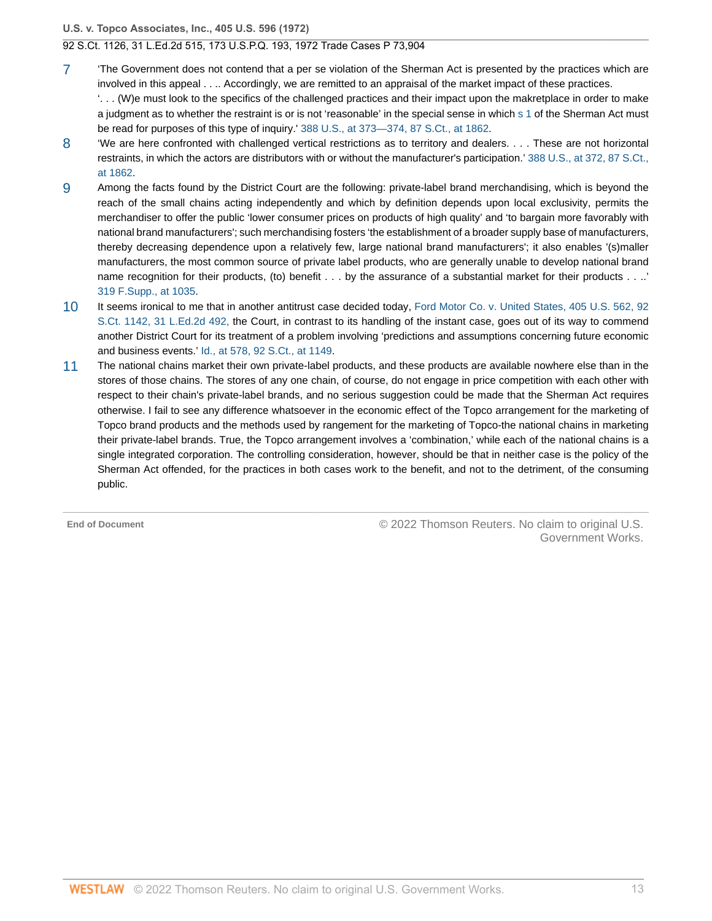7 'The Government does not contend that a per se violation of the Sherman Act is presented by the practices which are involved in this appeal . . .. Accordingly, we are remitted to an appraisal of the market impact of these practices.

'. . . (W)e must look to the specifics of the challenged practices and their impact upon the maketplace in order to make a judgment as to whether the restraint is or is not 'reasonable' in the special sense in which s 1 of the Sherman Act must be read for purposes of this type of inquiry.' 388 U.S., at 373—374, 87 S.Ct., at 1862.

8 'We are here confronted with challenged vertical restrictions as to territory and dealers. . . . These are not horizontal restraints, in which the actors are distributors with or without the manufacturer's participation.' 388 U.S., at 372, 87 S.Ct., at 1862.

9 Among the facts found by the District Court are the following: private-label brand merchandising, which is beyond the reach of the small chains acting independently and which by definition depends upon local exclusivity, permits the merchandiser to offer the public 'lower consumer prices on products of high quality' and 'to bargain more favorably with national brand manufacturers'; such merchandising fosters 'the establishment of a broader supply base of manufacturers, thereby decreasing dependence upon a relatively few, large national brand manufacturers'; it also enables '(s)maller manufacturers, the most common source of private label products, who are generally unable to develop national brand name recognition for their products, (to) benefit . . . by the assurance of a substantial market for their products . . ..' 319 F.Supp., at 1035.

10 It seems ironical to me that in another antitrust case decided today, Ford Motor Co. v. United States, 405 U.S. 562, 92 S.Ct. 1142, 31 L.Ed.2d 492, the Court, in contrast to its handling of the instant case, goes out of its way to commend another District Court for its treatment of a problem involving 'predictions and assumptions concerning future economic and business events.' Id., at 578, 92 S.Ct., at 1149.

11 The national chains market their own private-label products, and these products are available nowhere else than in the stores of those chains. The stores of any one chain, of course, do not engage in price competition with each other with respect to their chain's private-label brands, and no serious suggestion could be made that the Sherman Act requires otherwise. I fail to see any difference whatsoever in the economic effect of the Topco arrangement for the marketing of Topco brand products and the methods used by rangement for the marketing of Topco-the national chains in marketing their private-label brands. True, the Topco arrangement involves a 'combination,' while each of the national chains is a single integrated corporation. The controlling consideration, however, should be that in neither case is the policy of the Sherman Act offended, for the practices in both cases work to the benefit, and not to the detriment, of the consuming public.

End of Document © 2022 Thomson Reuters. No claim to original U.S. Government Works.